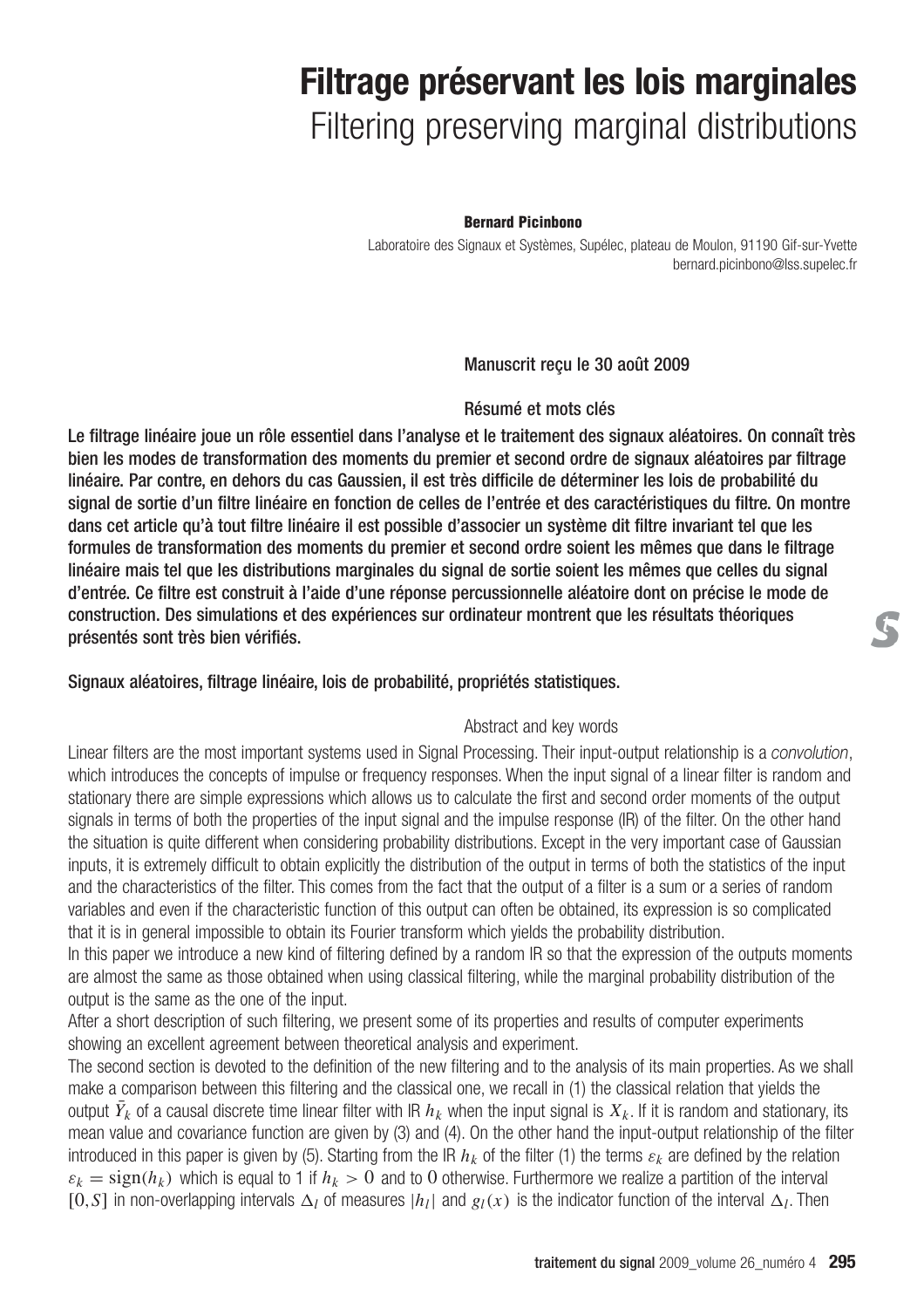# Filtrage préservant les lois marginales

## Filtering preserving marginal distributions

**Bernard Picinbono**

Laboratoire des Signaux et Systèmes, Supélec, plateau de Moulon, 91190 Gif-sur-Yvette
bernard.picinbono@lss.supelec.fr

Manuscrit reçu le 30 août 2009

### Résumé et mots clés

**Le filtrage linéaire joue un rôle essentiel dans l'analyse et le traitement des signaux aléatoires. On connaît très bien les modes de transformation des moments du premier et second ordre de signaux aléatoires par filtrage linéaire. Par contre, en dehors du cas Gaussien, il est très difficile de déterminer les lois de probabilité du signal de sortie d'un filtre linéaire en fonction de celles de l'entrée et des caractéristiques du filtre. On montre dans cet article qu'à tout filtre linéaire il est possible d'associer un système dit filtre invariant tel que les formules de transformation des moments du premier et second ordre soient les mêmes que dans le filtrage linéaire mais tel que les distributions marginales du signal de sortie soient les mêmes que celles du signal d'entrée. Ce filtre est construit à l'aide d'une réponse percussionnelle aléatoire dont on précise le mode de construction. Des simulations et des expériences sur ordinateur montrent que les résultats théoriques présentés sont très bien vérifiés.**

**Signaux aléatoires, filtrage linéaire, lois de probabilité, propriétés statistiques.**

### Abstract and key words

Linear filters are the most important systems used in Signal Processing. Their input-output relationship is a *convolution*, which introduces the concepts of impulse or frequency responses. When the input signal of a linear filter is random and stationary there are simple expressions which allows us to calculate the first and second order moments of the output signals in terms of both the properties of the input signal and the impulse response (IR) of the filter. On the other hand the situation is quite different when considering probability distributions. Except in the very important case of Gaussian inputs, it is extremely difficult to obtain explicitly the distribution of the output in terms of both the statistics of the input and the characteristics of the filter. This comes from the fact that the output of a filter is a sum or a series of random variables and even if the characteristic function of this output can often be obtained, its expression is so complicated that it is in general impossible to obtain its Fourier transform which yields the probability distribution.

In this paper we introduce a new kind of filtering defined by a random IR so that the expression of the outputs moments are almost the same as those obtained when using classical filtering, while the marginal probability distribution of the output is the same as the one of the input.

After a short description of such filtering, we present some of its properties and results of computer experiments showing an excellent agreement between theoretical analysis and experiment.

The second section is devoted to the definition of the new filtering and to the analysis of its main properties. As we shall make a comparison between this filtering and the classical one, we recall in (1) the classical relation that yields the output $\bar{Y}_k$ of a causal discrete time linear filter with IR $h_k$ when the input signal is $X_k$. If it is random and stationary, its mean value and covariance function are given by (3) and (4). On the other hand the input-output relationship of the filter introduced in this paper is given by (5). Starting from the IR $h_k$ of the filter (1) the terms $\varepsilon_k$ are defined by the relation $\varepsilon_k = \text{sign}(h_k)$ which is equal to 1 if $h_k > 0$ and to 0 otherwise. Furthermore we realize a partition of the interval $[0, S]$ in non-overlapping intervals $\Delta_l$ of measures $|h_l|$ and $g_l(x)$ is the indicator function of the interval $\Delta_l$. Then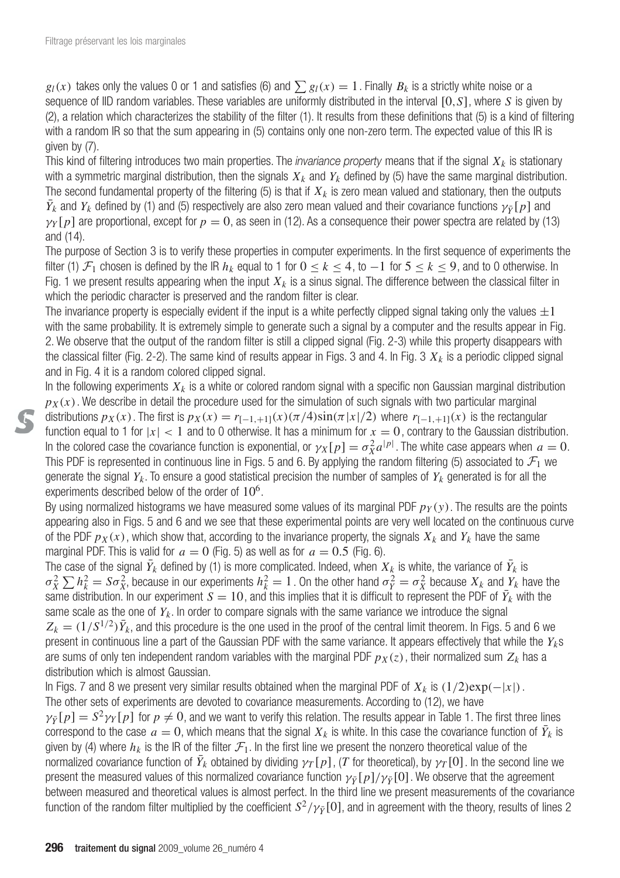$g_l(x)$ takes only the values 0 or 1 and satisfies (6) and $\sum g_l(x) = 1$. Finally $B_k$ is a strictly white noise or a sequence of IID random variables. These variables are uniformly distributed in the interval $[0, S]$, where $S$ is given by (2), a relation which characterizes the stability of the filter (1). It results from these definitions that (5) is a kind of filtering with a random IR so that the sum appearing in (5) contains only one non-zero term. The expected value of this IR is given by (7).

This kind of filtering introduces two main properties. The *invariance property* means that if the signal $X_k$ is stationary with a symmetric marginal distribution, then the signals $X_k$ and $Y_k$ defined by (5) have the same marginal distribution. The second fundamental property of the filtering (5) is that if $X_k$ is zero mean valued and stationary, then the outputs $\bar{Y}_k$ and $Y_k$ defined by (1) and (5) respectively are also zero mean valued and their covariance functions $\gamma_{\bar{Y}}[p]$ and $\gamma_Y[p]$ are proportional, except for $p = 0$, as seen in (12). As a consequence their power spectra are related by (13) and (14).

The purpose of Section 3 is to verify these properties in computer experiments. In the first sequence of experiments the filter (1) $\mathcal{F}_1$ chosen is defined by the IR $h_k$ equal to 1 for $0 \leq k \leq 4$, to $-1$ for $5 \leq k \leq 9$, and to 0 otherwise. In Fig. 1 we present results appearing when the input $X_k$ is a sinus signal. The difference between the classical filter in which the periodic character is preserved and the random filter is clear.

The invariance property is especially evident if the input is a white perfectly clipped signal taking only the values $\pm 1$ with the same probability. It is extremely simple to generate such a signal by a computer and the results appear in Fig. 2. We observe that the output of the random filter is still a clipped signal (Fig. 2-3) while this property disappears with the classical filter (Fig. 2-2). The same kind of results appear in Figs. 3 and 4. In Fig. 3 $X_k$ is a periodic clipped signal and in Fig. 4 it is a random colored clipped signal.

In the following experiments $X_k$ is a white or colored random signal with a specific non Gaussian marginal distribution $p_X(x)$. We describe in detail the procedure used for the simulation of such signals with two particular marginal distributions $p_X(x)$. The first is $p_X(x) = r_{[-1,+1]}(x)(\pi/4)\sin(\pi|x|/2)$ where $r_{[-1,+1]}(x)$ is the rectangular function equal to 1 for $|x| < 1$ and to 0 otherwise. It has a minimum for $x = 0$, contrary to the Gaussian distribution. In the colored case the covariance function is exponential, or $\gamma_X[p] = \sigma_X^2 a^{|p|}$. The white case appears when $a = 0$. This PDF is represented in continuous line in Figs. 5 and 6. By applying the random filtering (5) associated to $\mathcal{F}_1$ we generate the signal $Y_k$. To ensure a good statistical precision the number of samples of $Y_k$ generated is for all the experiments described below of the order of $10^6$.

By using normalized histograms we have measured some values of its marginal PDF $p_Y(y)$. The results are the points appearing also in Figs. 5 and 6 and we see that these experimental points are very well located on the continuous curve of the PDF $p_X(x)$, which show that, according to the invariance property, the signals $X_k$ and $Y_k$ have the same marginal PDF. This is valid for $a = 0$ (Fig. 5) as well as for $a = 0.5$ (Fig. 6).

The case of the signal $\bar{Y}_k$ defined by (1) is more complicated. Indeed, when $X_k$ is white, the variance of $\bar{Y}_k$ is $\sigma_X^2 \sum h_k^2 = S\sigma_X^2$, because in our experiments $h_k^2 = 1$. On the other hand $\sigma_Y^2 = \sigma_X^2$ because $X_k$ and $Y_k$ have the same distribution. In our experiment $S = 10$, and this implies that it is difficult to represent the PDF of $\bar{Y}_k$ with the same scale as the one of $Y_k$. In order to compare signals with the same variance we introduce the signal $Z_k = (1/S^{1/2})\bar{Y}_k$, and this procedure is the one used in the proof of the central limit theorem. In Figs. 5 and 6 we present in continuous line a part of the Gaussian PDF with the same variance. It appears effectively that while the $Y_k$s are sums of only ten independent random variables with the marginal PDF $p_X(z)$, their normalized sum $Z_k$ has a distribution which is almost Gaussian.

In Figs. 7 and 8 we present very similar results obtained when the marginal PDF of $X_k$ is $(1/2)\exp(-|x|)$.

The other sets of experiments are devoted to covariance measurements. According to (12), we have $\gamma_{\bar{Y}}[p] = S^2\gamma_Y[p]$ for $p \neq 0$, and we want to verify this relation. The results appear in Table 1. The first three lines correspond to the case $a = 0$, which means that the signal $X_k$ is white. In this case the covariance function of $\bar{Y}_k$ is given by (4) where $h_k$ is the IR of the filter $\mathcal{F}_1$. In the first line we present the nonzero theoretical value of the normalized covariance function of $\bar{Y}_k$ obtained by dividing $\gamma_T[p]$, ($T$ for theoretical), by $\gamma_T[0]$. In the second line we present the measured values of this normalized covariance function $\gamma_{\bar{Y}}[p]/\gamma_{\bar{Y}}[0]$. We observe that the agreement between measured and theoretical values is almost perfect. In the third line we present measurements of the covariance function of the random filter multiplied by the coefficient $S^2/\gamma_{\bar{Y}}[0]$, and in agreement with the theory, results of lines 2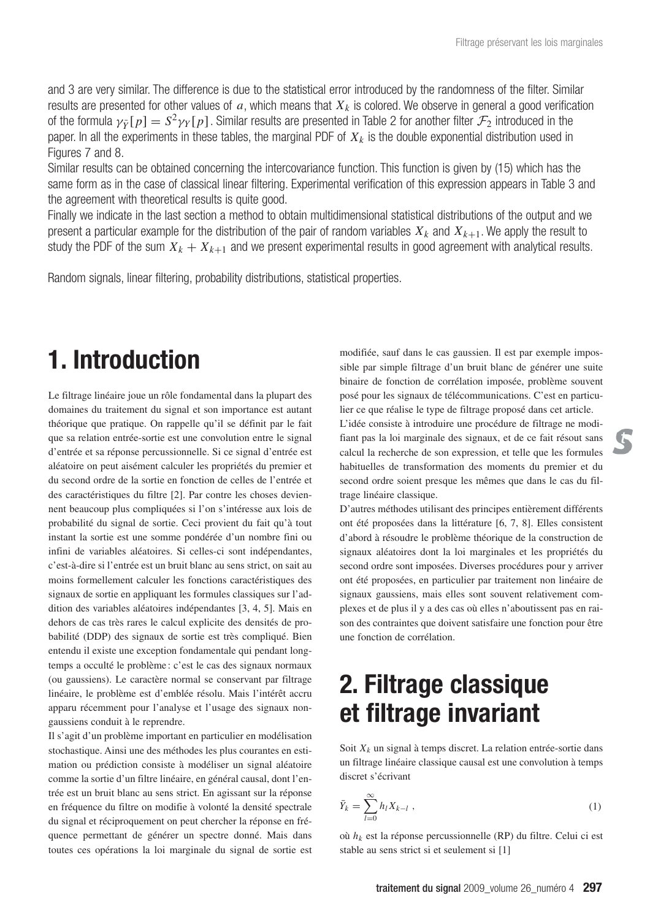and 3 are very similar. The difference is due to the statistical error introduced by the randomness of the filter. Similar results are presented for other values of $a$, which means that $X_k$ is colored. We observe in general a good verification of the formula $\gamma_{\bar{Y}}[p] = S^2\gamma_Y[p]$. Similar results are presented in Table 2 for another filter $\mathcal{F}_2$ introduced in the paper. In all the experiments in these tables, the marginal PDF of $X_k$ is the double exponential distribution used in Figures 7 and 8.

Similar results can be obtained concerning the intercovariance function. This function is given by (15) which has the same form as in the case of classical linear filtering. Experimental verification of this expression appears in Table 3 and the agreement with theoretical results is quite good.

Finally we indicate in the last section a method to obtain multidimensional statistical distributions of the output and we present a particular example for the distribution of the pair of random variables $X_k$ and $X_{k+1}$. We apply the result to study the PDF of the sum $X_k + X_{k+1}$ and we present experimental results in good agreement with analytical results.

Random signals, linear filtering, probability distributions, statistical properties.

# 1. Introduction

Le filtrage linéaire joue un rôle fondamental dans la plupart des domaines du traitement du signal et son importance est autant théorique que pratique. On rappelle qu'il se définit par le fait que sa relation entrée-sortie est une convolution entre le signal d'entrée et sa réponse percussionnelle. Si ce signal d'entrée est aléatoire on peut aisément calculer les propriétés du premier et du second ordre de la sortie en fonction de celles de l'entrée et des caractéristiques du filtre [2]. Par contre les choses deviennent beaucoup plus compliquées si l'on s'intéresse aux lois de probabilité du signal de sortie. Ceci provient du fait qu'à tout instant la sortie est une somme pondérée d'un nombre fini ou infini de variables aléatoires. Si celles-ci sont indépendantes, c'est-à-dire si l'entrée est un bruit blanc au sens strict, on sait au moins formellement calculer les fonctions caractéristiques des signaux de sortie en appliquant les formules classiques sur l'addition des variables aléatoires indépendantes [3, 4, 5]. Mais en dehors de cas très rares le calcul explicite des densités de probabilité (DDP) des signaux de sortie est très compliqué. Bien entendu il existe une exception fondamentale qui pendant longtemps a occulté le problème : c'est le cas des signaux normaux (ou gaussiens). Le caractère normal se conservant par filtrage linéaire, le problème est d'emblée résolu. Mais l'intérêt accru apparu récemment pour l'analyse et l'usage des signaux non-gaussiens conduit à le reprendre.

Il s'agit d'un problème important en particulier en modélisation stochastique. Ainsi une des méthodes les plus courantes en estimation ou prédiction consiste à modéliser un signal aléatoire comme la sortie d'un filtre linéaire, en général causal, dont l'entrée est un bruit blanc au sens strict. En agissant sur la réponse en fréquence du filtre on modifie à volonté la densité spectrale du signal et réciproquement on peut chercher la réponse en fréquence permettant de générer un spectre donné. Mais dans toutes ces opérations la loi marginale du signal de sortie est modifiée, sauf dans le cas gaussien. Il est par exemple impossible par simple filtrage d'un bruit blanc de générer une suite binaire de fonction de corrélation imposée, problème souvent posé pour les signaux de télécommunications. C'est en particulier ce que réalise le type de filtrage proposé dans cet article.

L'idée consiste à introduire une procédure de filtrage ne modifiant pas la loi marginale des signaux, et de ce fait résout sans calcul la recherche de son expression, et telle que les formules habituelles de transformation des moments du premier et du second ordre soient presque les mêmes que dans le cas du filtrage linéaire classique.

D'autres méthodes utilisant des principes entièrement différents ont été proposées dans la littérature [6, 7, 8]. Elles consistent d'abord à résoudre le problème théorique de la construction de signaux aléatoires dont la loi marginale et les propriétés du second ordre sont imposées. Diverses procédures pour y arriver ont été proposées, en particulier par traitement non linéaire de signaux gaussiens, mais elles sont souvent relativement complexes et de plus il y a des cas où elles n'aboutissent pas en raison des contraintes que doivent satisfaire une fonction pour être une fonction de corrélation.

# 2. Filtrage classique et filtrage invariant

Soit $X_k$ un signal à temps discret. La relation entrée-sortie dans un filtrage linéaire classique causal est une convolution à temps discret s'écrivant

$$\bar{Y}_k = \sum_{l=0}^{\infty} h_l X_{k-l} \ , \tag{1}$$

où $h_k$ est la réponse percussionnelle (RP) du filtre. Celui ci est stable au sens strict si et seulement si [1]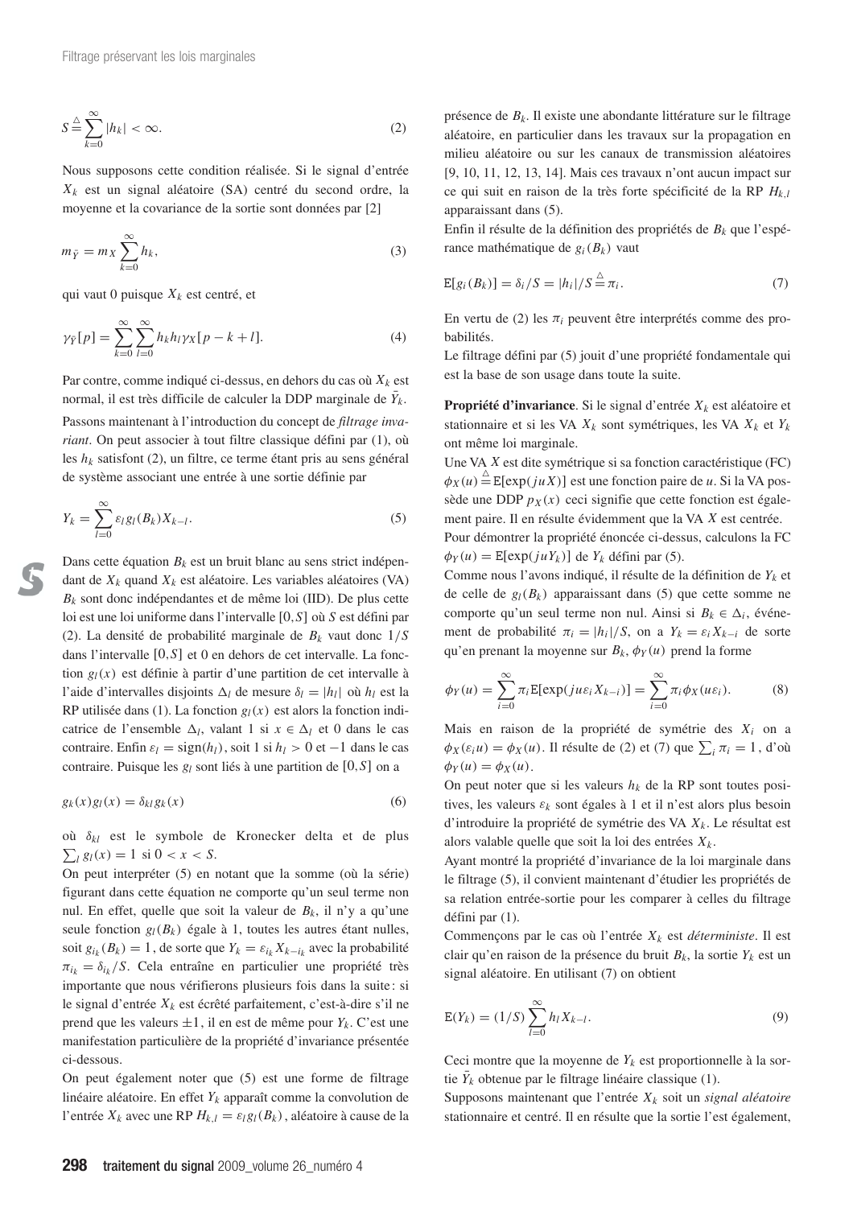$$S \stackrel{\triangle}{=} \sum_{k=0}^{\infty} |h_k| < \infty. \tag{2}$$

Nous supposons cette condition réalisée. Si le signal d'entrée $X_k$ est un signal aléatoire (SA) centré du second ordre, la moyenne et la covariance de la sortie sont données par [2]

$$m_{\bar{Y}} = m_X \sum_{k=0}^{\infty} h_k, \tag{3}$$

qui vaut 0 puisque $X_k$ est centré, et

$$\gamma_{\bar{Y}}[p] = \sum_{k=0}^{\infty} \sum_{l=0}^{\infty} h_k h_l \gamma_X[p-k+l]. \tag{4}$$

Par contre, comme indiqué ci-dessus, en dehors du cas où $X_k$ est normal, il est très difficile de calculer la DDP marginale de $\bar{Y}_k$.

Passons maintenant à l'introduction du concept de *filtrage invariant*. On peut associer à tout filtre classique défini par (1), où les $h_k$ satisfont (2), un filtre, ce terme étant pris au sens général de système associant une entrée à une sortie définie par

$$Y_k = \sum_{l=0}^{\infty} \varepsilon_l g_l(B_k) X_{k-l}. \tag{5}$$

Dans cette équation $B_k$ est un bruit blanc au sens strict indépendant de $X_k$ quand $X_k$ est aléatoire. Les variables aléatoires (VA) $B_k$ sont donc indépendantes et de même loi (IID). De plus cette loi est une loi uniforme dans l'intervalle $[0, S]$ où $S$ est défini par (2). La densité de probabilité marginale de $B_k$ vaut donc $1/S$ dans l'intervalle $[0, S]$ et 0 en dehors de cet intervalle. La fonction $g_l(x)$ est définie à partir d'une partition de cet intervalle à l'aide d'intervalles disjoints $\Delta_l$ de mesure $\delta_l = |h_l|$ où $h_l$ est la RP utilisée dans (1). La fonction $g_l(x)$ est alors la fonction indicatrice de l'ensemble $\Delta_l$, valant 1 si $x \in \Delta_l$ et 0 dans le cas contraire. Enfin $\varepsilon_l = \text{sign}(h_l)$, soit 1 si $h_l > 0$ et $-1$ dans le cas contraire. Puisque les $g_l$ sont liés à une partition de $[0, S]$ on a

$$g_k(x) g_l(x) = \delta_{kl} g_k(x) \tag{6}$$

où $\delta_{kl}$ est le symbole de Kronecker delta et de plus $\sum_l g_l(x) = 1$ si $0 < x < S$.

On peut interpréter (5) en notant que la somme (où la série) figurant dans cette équation ne comporte qu'un seul terme non nul. En effet, quelle que soit la valeur de $B_k$, il n'y a qu'une seule fonction $g_l(B_k)$ égale à 1, toutes les autres étant nulles, soit $g_{i_k}(B_k) = 1$, de sorte que $Y_k = \varepsilon_{i_k} X_{k-i_k}$ avec la probabilité $\pi_{i_k} = \delta_{i_k}/S$. Cela entraîne en particulier une propriété très importante que nous vérifierons plusieurs fois dans la suite : si le signal d'entrée $X_k$ est écrêté parfaitement, c'est-à-dire s'il ne prend que les valeurs $\pm 1$, il en est de même pour $Y_k$. C'est une manifestation particulière de la propriété d'invariance présentée ci-dessous.

On peut également noter que (5) est une forme de filtrage linéaire aléatoire. En effet $Y_k$ apparaît comme la convolution de l'entrée $X_k$ avec une RP $H_{k,l} = \varepsilon_l g_l(B_k)$, aléatoire à cause de la présence de $B_k$. Il existe une abondante littérature sur le filtrage aléatoire, en particulier dans les travaux sur la propagation en milieu aléatoire ou sur les canaux de transmission aléatoires [9, 10, 11, 12, 13, 14]. Mais ces travaux n'ont aucun impact sur ce qui suit en raison de la très forte spécificité de la RP $H_{k,l}$ apparaissant dans (5).

Enfin il résulte de la définition des propriétés de $B_k$ que l'espérance mathématique de $g_i(B_k)$ vaut

$$\mathrm{E}[g_i(B_k)] = \delta_i / S = |h_i|/S \stackrel{\triangle}{=} \pi_i. \tag{7}$$

En vertu de (2) les $\pi_i$ peuvent être interprétés comme des probabilités.

Le filtrage défini par (5) jouit d'une propriété fondamentale qui est la base de son usage dans toute la suite.

**Propriété d'invariance**. Si le signal d'entrée $X_k$ est aléatoire et stationnaire et si les VA $X_k$ sont symétriques, les VA $X_k$ et $Y_k$ ont même loi marginale.

Une VA $X$ est dite symétrique si sa fonction caractéristique (FC) $\phi_X(u) \stackrel{\triangle}{=} \mathrm{E}[\exp(juX)]$ est une fonction paire de $u$. Si la VA possède une DDP $p_X(x)$ ceci signifie que cette fonction est également paire. Il en résulte évidemment que la VA $X$ est centrée.

Pour démontrer la propriété énoncée ci-dessus, calculons la FC $\phi_Y(u) = \mathrm{E}[\exp(juY_k)]$ de $Y_k$ défini par (5).

Comme nous l'avons indiqué, il résulte de la définition de $Y_k$ et de celle de $g_l(B_k)$ apparaissant dans (5) que cette somme ne comporte qu'un seul terme non nul. Ainsi si $B_k \in \Delta_i$, événement de probabilité $\pi_i = |h_i|/S$, on a $Y_k = \varepsilon_i X_{k-i}$ de sorte qu'en prenant la moyenne sur $B_k$, $\phi_Y(u)$ prend la forme

$$\phi_Y(u) = \sum_{i=0}^{\infty} \pi_i \mathrm{E}[\exp(ju\varepsilon_i X_{k-i})] = \sum_{i=0}^{\infty} \pi_i \phi_X(u\varepsilon_i). \tag{8}$$

Mais en raison de la propriété de symétrie des $X_i$ on a $\phi_X(\varepsilon_i u) = \phi_X(u)$. Il résulte de (2) et (7) que $\sum_i \pi_i = 1$, d'où $\phi_Y(u) = \phi_X(u)$.

On peut noter que si les valeurs $h_k$ de la RP sont toutes positives, les valeurs $\varepsilon_k$ sont égales à 1 et il n'est alors plus besoin d'introduire la propriété de symétrie des VA $X_k$. Le résultat est alors valable quelle que soit la loi des entrées $X_k$.

Ayant montré la propriété d'invariance de la loi marginale dans le filtrage (5), il convient maintenant d'étudier les propriétés de sa relation entrée-sortie pour les comparer à celles du filtrage défini par (1).

Commençons par le cas où l'entrée $X_k$ est *déterministe*. Il est clair qu'en raison de la présence du bruit $B_k$, la sortie $Y_k$ est un signal aléatoire. En utilisant (7) on obtient

$$\mathrm{E}(Y_k) = (1/S) \sum_{l=0}^{\infty} h_l X_{k-l}. \tag{9}$$

Ceci montre que la moyenne de $Y_k$ est proportionnelle à la sortie $\bar{Y}_k$ obtenue par le filtrage linéaire classique (1).

Supposons maintenant que l'entrée $X_k$ soit un *signal aléatoire* stationnaire et centré. Il en résulte que la sortie l'est également,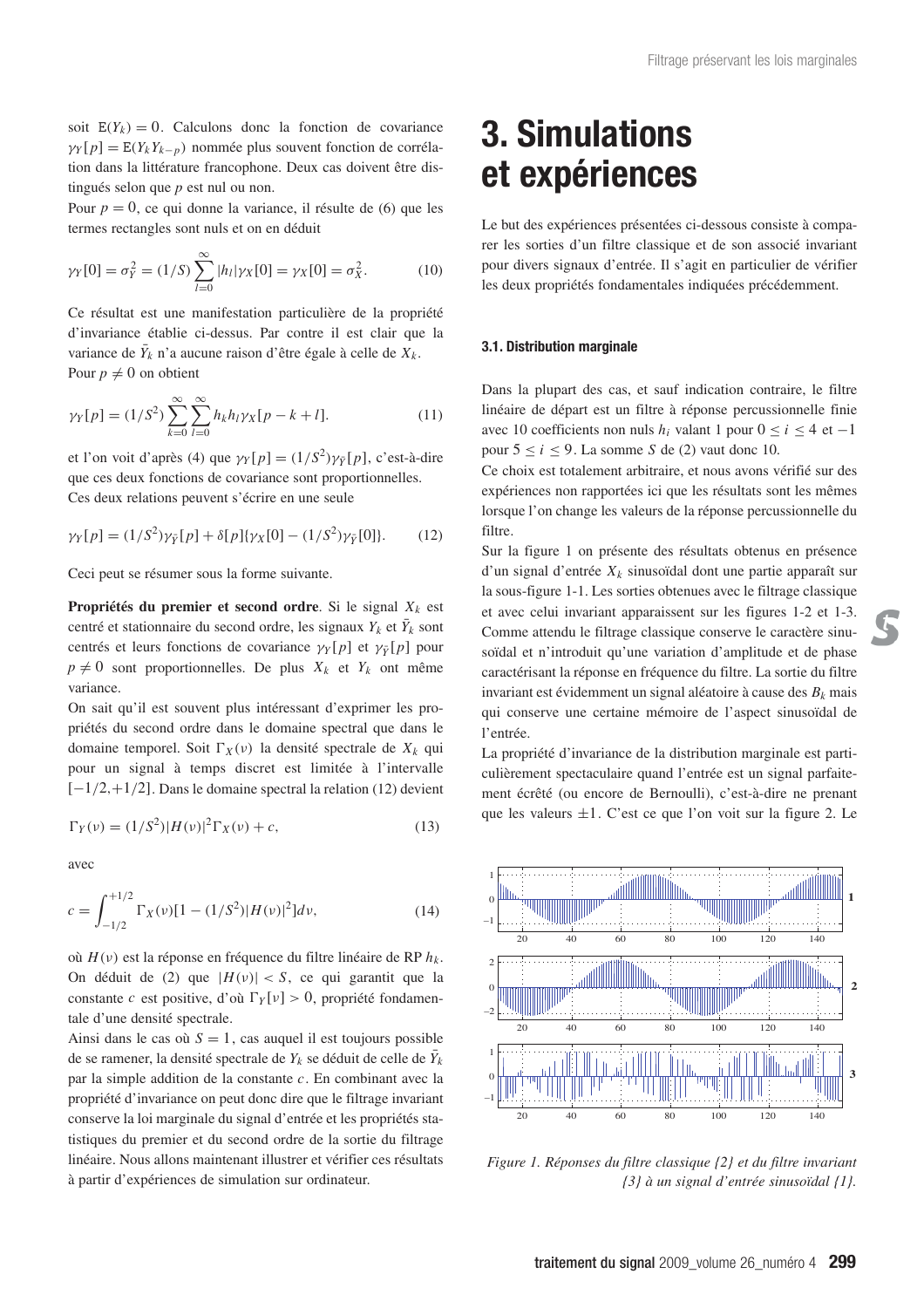soit $\mathrm{E}(Y_k) = 0$. Calculons donc la fonction de covariance $\gamma_Y[p] = \mathrm{E}(Y_k Y_{k-p})$ nommée plus souvent fonction de corrélation dans la littérature francophone. Deux cas doivent être distingués selon que $p$ est nul ou non.

Pour $p = 0$, ce qui donne la variance, il résulte de (6) que les termes rectangles sont nuls et on en déduit

$$\gamma_Y[0] = \sigma_Y^2 = (1/S)\sum_{l=0}^{\infty} |h_l| \gamma_X[0] = \gamma_X[0] = \sigma_X^2. \tag{10}$$

Ce résultat est une manifestation particulière de la propriété d'invariance établie ci-dessus. Par contre il est clair que la variance de $\bar{Y}_k$ n'a aucune raison d'être égale à celle de $X_k$.

Pour $p \neq 0$ on obtient

$$\gamma_Y[p] = (1/S^2)\sum_{k=0}^{\infty}\sum_{l=0}^{\infty} h_k h_l \gamma_X[p-k+l]. \tag{11}$$

et l'on voit d'après (4) que $\gamma_Y[p] = (1/S^2)\gamma_{\bar{Y}}[p]$, c'est-à-dire que ces deux fonctions de covariance sont proportionnelles.

Ces deux relations peuvent s'écrire en une seule

$$\gamma_Y[p] = (1/S^2)\gamma_{\bar{Y}}[p] + \delta[p]\{\gamma_X[0] - (1/S^2)\gamma_{\bar{Y}}[0]\}. \tag{12}$$

Ceci peut se résumer sous la forme suivante.

**Propriétés du premier et second ordre**. Si le signal $X_k$ est centré et stationnaire du second ordre, les signaux $Y_k$ et $\bar{Y}_k$ sont centrés et leurs fonctions de covariance $\gamma_Y[p]$ et $\gamma_{\bar{Y}}[p]$ pour $p \neq 0$ sont proportionnelles. De plus $X_k$ et $Y_k$ ont même variance.

On sait qu'il est souvent plus intéressant d'exprimer les propriétés du second ordre dans le domaine spectral que dans le domaine temporel. Soit $\Gamma_X(\nu)$ la densité spectrale de $X_k$ qui pour un signal à temps discret est limitée à l'intervalle $[-1/2, +1/2]$. Dans le domaine spectral la relation (12) devient

$$\Gamma_Y(\nu) = (1/S^2)|H(\nu)|^2\Gamma_X(\nu) + c, \tag{13}$$

avec

$$c = \int_{-1/2}^{+1/2} \Gamma_X(\nu)[1 - (1/S^2)|H(\nu)|^2] d\nu, \tag{14}$$

où $H(\nu)$ est la réponse en fréquence du filtre linéaire de RP $h_k$. On déduit de (2) que $|H(\nu)| < S$, ce qui garantit que la constante $c$ est positive, d'où $\Gamma_Y[\nu] > 0$, propriété fondamentale d'une densité spectrale.

Ainsi dans le cas où $S = 1$, cas auquel il est toujours possible de se ramener, la densité spectrale de $Y_k$ se déduit de celle de $\bar{Y}_k$ par la simple addition de la constante $c$. En combinant avec la propriété d'invariance on peut donc dire que le filtrage invariant conserve la loi marginale du signal d'entrée et les propriétés statistiques du premier et du second ordre de la sortie du filtrage linéaire. Nous allons maintenant illustrer et vérifier ces résultats à partir d'expériences de simulation sur ordinateur.

# 3. Simulations et expériences

Le but des expériences présentées ci-dessous consiste à comparer les sorties d'un filtre classique et de son associé invariant pour divers signaux d'entrée. Il s'agit en particulier de vérifier les deux propriétés fondamentales indiquées précédemment.

### 3.1. Distribution marginale

Dans la plupart des cas, et sauf indication contraire, le filtre linéaire de départ est un filtre à réponse percussionnelle finie avec 10 coefficients non nuls $h_i$ valant 1 pour $0 \leq i \leq 4$ et $-1$ pour $5 \leq i \leq 9$. La somme $S$ de (2) vaut donc 10.

Ce choix est totalement arbitraire, et nous avons vérifié sur des expériences non rapportées ici que les résultats sont les mêmes lorsque l'on change les valeurs de la réponse percussionnelle du filtre.

Sur la figure 1 on présente des résultats obtenus en présence d'un signal d'entrée $X_k$ sinusoïdal dont une partie apparaît sur la sous-figure 1-1. Les sorties obtenues avec le filtrage classique et avec celui invariant apparaissent sur les figures 1-2 et 1-3. Comme attendu le filtrage classique conserve le caractère sinusoïdal et n'introduit qu'une variation d'amplitude et de phase caractérisant la réponse en fréquence du filtre. La sortie du filtre invariant est évidemment un signal aléatoire à cause des $B_k$ mais qui conserve une certaine mémoire de l'aspect sinusoïdal de l'entrée.

La propriété d'invariance de la distribution marginale est particulièrement spectaculaire quand l'entrée est un signal parfaitement écrêté (ou encore de Bernoulli), c'est-à-dire ne prenant que les valeurs $\pm 1$. C'est ce que l'on voit sur la figure 2. Le

*Figure 1. Réponses du filtre classique {2} et du filtre invariant {3} à un signal d'entrée sinusoïdal {1}.*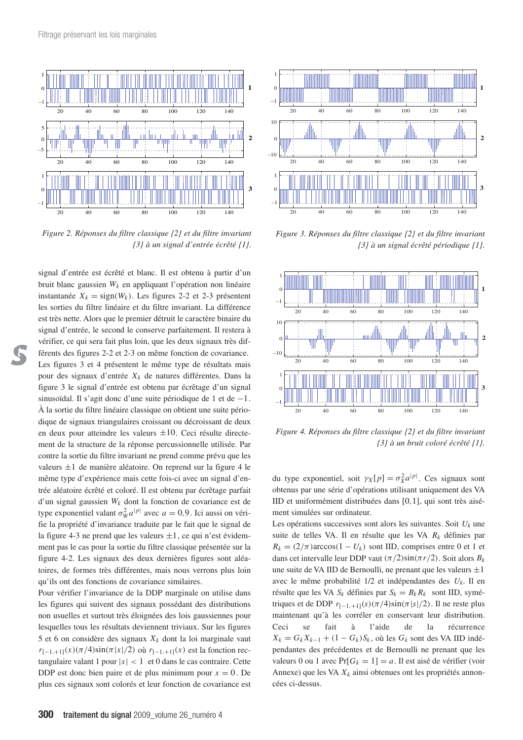Figure 2. Réponses du filtre classique {2} et du filtre invariant {3} à un signal d'entrée écrêté {1}.

Figure 3. Réponses du filtre classique {2} et du filtre invariant {3} à un signal écrêté périodique {1}.

Figure 4. Réponses du filtre classique {2} et du filtre invariant {3} à un bruit coloré écrêté {1}.

signal d'entrée est écrêté et blanc. Il est obtenu à partir d'un bruit blanc gaussien $W_k$ en appliquant l'opération non linéaire instantanée $X_k = \text{sign}(W_k)$. Les figures 2-2 et 2-3 présentent les sorties du filtre linéaire et du filtre invariant. La différence est très nette. Alors que le premier détruit le caractère binaire du signal d'entrée, le second le conserve parfaitement. Il restera à vérifier, ce qui sera fait plus loin, que les deux signaux très différents des figures 2-2 et 2-3 on même fonction de covariance.

Les figures 3 et 4 présentent le même type de résultats mais pour des signaux d'entrée $X_k$ de natures différentes. Dans la figure 3 le signal d'entrée est obtenu par écrêtage d'un signal sinusoïdal. Il s'agit donc d'une suite périodique de 1 et de $-1$. À la sortie du filtre linéaire classique on obtient une suite périodique de signaux triangulaires croissant ou décroissant de deux en deux pour atteindre les valeurs $\pm 10$. Ceci résulte directement de la structure de la réponse percussionnelle utilisée. Par contre la sortie du filtre invariant ne prend comme prévu que les valeurs $\pm 1$ de manière aléatoire. On reprend sur la figure 4 le même type d'expérience mais cette fois-ci avec un signal d'entrée aléatoire écrêté et coloré. Il est obtenu par écrêtage parfait d'un signal gaussien $W_k$ dont la fonction de covariance est de type exponentiel valant $\sigma_W^2 a^{|p|}$ avec $a = 0{,}9$. Ici aussi on vérifie la propriété d'invariance traduite par le fait que le signal de la figure 4-3 ne prend que les valeurs $\pm 1$, ce qui n'est évidemment pas le cas pour la sortie du filtre classique présentée sur la figure 4-2. Les signaux des deux dernières figures sont aléatoires, de formes très différentes, mais nous verrons plus loin qu'ils ont des fonctions de covariance similaires.

Pour vérifier l'invariance de la DDP marginale on utilise dans les figures qui suivent des signaux possédant des distributions non usuelles et surtout très éloignées des lois gaussiennes pour lesquelles tous les résultats deviennent triviaux. Sur les figures 5 et 6 on considère des signaux $X_k$ dont la loi marginale vaut $r_{[-1,+1]}(x)(\pi/4)\sin(\pi|x|/2)$ où $r_{[-1,+1]}(x)$ est la fonction rectangulaire valant 1 pour $|x| < 1$ et 0 dans le cas contraire. Cette DDP est donc bien paire et de plus minimum pour $x = 0$. De plus ces signaux sont colorés et leur fonction de covariance est du type exponentiel, soit $\gamma_X[p] = \sigma_X^2 a^{|p|}$. Ces signaux sont obtenus par une série d'opérations utilisant uniquement des VA IID et uniformément distribuées dans $[0,1]$, qui sont très aisément simulées sur ordinateur.

Les opérations successives sont alors les suivantes. Soit $U_k$ une suite de telles VA. Il en résulte que les VA $R_k$ définies par $R_k = (2/\pi)\arccos(1 - U_k)$ sont IID, comprises entre 0 et 1 et dans cet intervalle leur DDP vaut $(\pi/2)\sin(\pi r/2)$. Soit alors $B_k$ une suite de VA IID de Bernoulli, ne prenant que les valeurs $\pm 1$ avec le même probabilité 1/2 et indépendantes des $U_k$. Il en résulte que les VA $S_k$ définies par $S_k = B_k R_k$ sont IID, symétriques et de DDP $r_{[-1,+1]}(s)(\pi/4)\sin(\pi|s|/2)$. Il ne reste plus maintenant qu'à les corréler en conservant leur distribution. Ceci se fait à l'aide de la récurrence $X_k = G_k X_{k-1} + (1 - G_k)S_k$, où les $G_k$ sont des VA IID indépendantes des précédentes et de Bernoulli ne prenant que les valeurs 0 ou 1 avec $\Pr[G_k = 1] = a$. Il est aisé de vérifier (voir Annexe) que les VA $X_k$ ainsi obtenues ont les propriétés annoncées ci-dessus.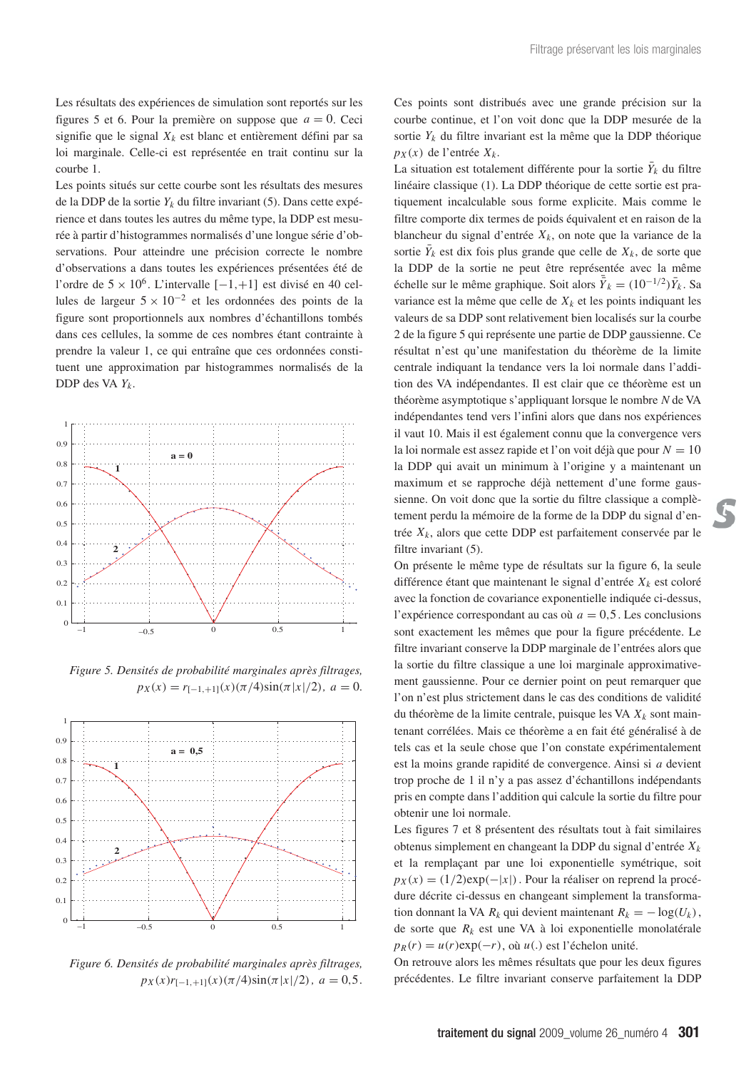Les résultats des expériences de simulation sont reportés sur les figures 5 et 6. Pour la première on suppose que $a = 0$. Ceci signifie que le signal $X_k$ est blanc et entièrement défini par sa loi marginale. Celle-ci est représentée en trait continu sur la courbe 1.

Les points situés sur cette courbe sont les résultats des mesures de la DDP de la sortie $Y_k$ du filtre invariant (5). Dans cette expérience et dans toutes les autres du même type, la DDP est mesurée à partir d'histogrammes normalisés d'une longue série d'observations. Pour atteindre une précision correcte le nombre d'observations a dans toutes les expériences présentées été de l'ordre de $5 \times 10^6$. L'intervalle $[-1, +1]$ est divisé en 40 cellules de largeur $5 \times 10^{-2}$ et les ordonnées des points de la figure sont proportionnels aux nombres d'échantillons tombés dans ces cellules, la somme de ces nombres étant contrainte à prendre la valeur 1, ce qui entraîne que ces ordonnées constituent une approximation par histogrammes normalisés de la DDP des VA $Y_k$.

*Figure 5. Densités de probabilité marginales après filtrages, $p_X(x) = r_{[-1,+1]}(x)(\pi/4)\sin(\pi|x|/2)$, $a = 0$.*

*Figure 6. Densités de probabilité marginales après filtrages, $p_X(x) r_{[-1,+1]}(x)(\pi/4)\sin(\pi|x|/2)$, $a = 0{,}5$.*

Ces points sont distribués avec une grande précision sur la courbe continue, et l'on voit donc que la DDP mesurée de la sortie $Y_k$ du filtre invariant est la même que la DDP théorique $p_X(x)$ de l'entrée $X_k$.

La situation est totalement différente pour la sortie $\bar{Y}_k$ du filtre linéaire classique (1). La DDP théorique de cette sortie est pratiquement incalculable sous forme explicite. Mais comme le filtre comporte dix termes de poids équivalent et en raison de la blancheur du signal d'entrée $X_k$, on note que la variance de la sortie $\bar{Y}_k$ est dix fois plus grande que celle de $X_k$, de sorte que la DDP de la sortie ne peut être représentée avec la même échelle sur le même graphique. Soit alors $\bar{\bar{Y}}_k = (10^{-1/2})\bar{Y}_k$. Sa variance est la même que celle de $X_k$ et les points indiquant les valeurs de sa DDP sont relativement bien localisés sur la courbe 2 de la figure 5 qui représente une partie de DDP gaussienne. Ce résultat n'est qu'une manifestation du théorème de la limite centrale indiquant la tendance vers la loi normale dans l'addition des VA indépendantes. Il est clair que ce théorème est un théorème asymptotique s'appliquant lorsque le nombre $N$ de VA indépendantes tend vers l'infini alors que dans nos expériences il vaut 10. Mais il est également connu que la convergence vers la loi normale est assez rapide et l'on voit déjà que pour $N = 10$ la DDP qui avait un minimum à l'origine y a maintenant un maximum et se rapproche déjà nettement d'une forme gaussienne. On voit donc que la sortie du filtre classique a complètement perdu la mémoire de la forme de la DDP du signal d'entrée $X_k$, alors que cette DDP est parfaitement conservée par le filtre invariant (5).

On présente le même type de résultats sur la figure 6, la seule différence étant que maintenant le signal d'entrée $X_k$ est coloré avec la fonction de covariance exponentielle indiquée ci-dessus, l'expérience correspondant au cas où $a = 0{,}5$. Les conclusions sont exactement les mêmes que pour la figure précédente. Le filtre invariant conserve la DDP marginale de l'entrées alors que la sortie du filtre classique a une loi marginale approximativement gaussienne. Pour ce dernier point on peut remarquer que l'on n'est plus strictement dans le cas des conditions de validité du théorème de la limite centrale, puisque les VA $X_k$ sont maintenant corrélées. Mais ce théorème a en fait été généralisé à de tels cas et la seule chose que l'on constate expérimentalement est la moins grande rapidité de convergence. Ainsi si $a$ devient trop proche de 1 il n'y a pas assez d'échantillons indépendants pris en compte dans l'addition qui calcule la sortie du filtre pour obtenir une loi normale.

Les figures 7 et 8 présentent des résultats tout à fait similaires obtenus simplement en changeant la DDP du signal d'entrée $X_k$ et la remplaçant par une loi exponentielle symétrique, soit $p_X(x) = (1/2)\exp(-|x|)$. Pour la réaliser on reprend la procédure décrite ci-dessus en changeant simplement la transformation donnant la VA $R_k$ qui devient maintenant $R_k = -\log(U_k)$, de sorte que $R_k$ est une VA à loi exponentielle monolatérale $p_R(r) = u(r)\exp(-r)$, où $u(.)$ est l'échelon unité.

On retrouve alors les mêmes résultats que pour les deux figures précédentes. Le filtre invariant conserve parfaitement la DDP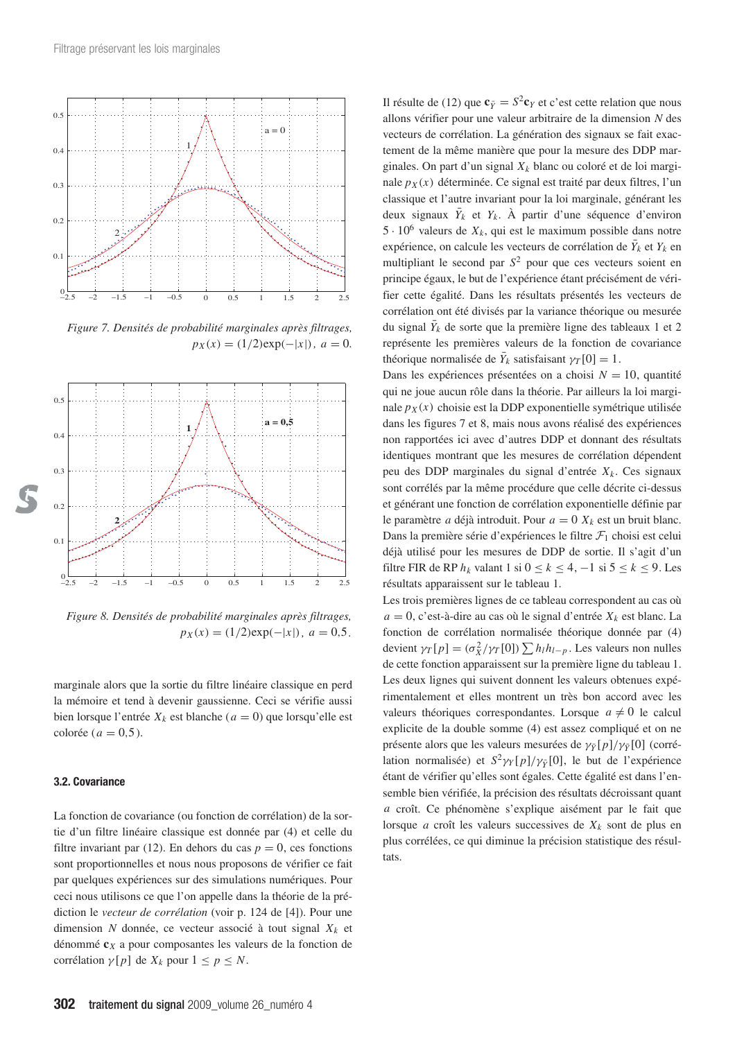Figure 7. Densités de probabilité marginales après filtrages, $p_X(x) = (1/2)\exp(-|x|)$, $a = 0$.

Figure 8. Densités de probabilité marginales après filtrages, $p_X(x) = (1/2)\exp(-|x|)$, $a = 0{,}5$.

marginale alors que la sortie du filtre linéaire classique en perd la mémoire et tend à devenir gaussienne. Ceci se vérifie aussi bien lorsque l'entrée $X_k$ est blanche ($a = 0$) que lorsqu'elle est colorée ($a = 0{,}5$).

### 3.2. Covariance

La fonction de covariance (ou fonction de corrélation) de la sortie d'un filtre linéaire classique est donnée par (4) et celle du filtre invariant par (12). En dehors du cas $p = 0$, ces fonctions sont proportionnelles et nous nous proposons de vérifier ce fait par quelques expériences sur des simulations numériques. Pour ceci nous utilisons ce que l'on appelle dans la théorie de la prédiction le *vecteur de corrélation* (voir p. 124 de [4]). Pour une dimension $N$ donnée, ce vecteur associé à tout signal $X_k$ et dénommé $\mathbf{c}_X$ a pour composantes les valeurs de la fonction de corrélation $\gamma[p]$ de $X_k$ pour $1 \leq p \leq N$.

Il résulte de (12) que $\mathbf{c}_{\tilde{Y}} = S^2\mathbf{c}_Y$ et c'est cette relation que nous allons vérifier pour une valeur arbitraire de la dimension $N$ des vecteurs de corrélation. La génération des signaux se fait exactement de la même manière que pour la mesure des DDP marginales. On part d'un signal $X_k$ blanc ou coloré et de loi marginale $p_X(x)$ déterminée. Ce signal est traité par deux filtres, l'un classique et l'autre invariant pour la loi marginale, générant les deux signaux $\tilde{Y}_k$ et $Y_k$. À partir d'une séquence d'environ $5 \cdot 10^6$ valeurs de $X_k$, qui est le maximum possible dans notre expérience, on calcule les vecteurs de corrélation de $\tilde{Y}_k$ et $Y_k$ en multipliant le second par $S^2$ pour que ces vecteurs soient en principe égaux, le but de l'expérience étant précisément de vérifier cette égalité. Dans les résultats présentés les vecteurs de corrélation ont été divisés par la variance théorique ou mesurée du signal $\tilde{Y}_k$ de sorte que la première ligne des tableaux 1 et 2 représente les premières valeurs de la fonction de covariance théorique normalisée de $\tilde{Y}_k$ satisfaisant $\gamma_T[0] = 1$.

Dans les expériences présentées on a choisi $N = 10$, quantité qui ne joue aucun rôle dans la théorie. Par ailleurs la loi marginale $p_X(x)$ choisie est la DDP exponentielle symétrique utilisée dans les figures 7 et 8, mais nous avons réalisé des expériences non rapportées ici avec d'autres DDP et donnant des résultats identiques montrant que les mesures de corrélation dépendent peu des DDP marginales du signal d'entrée $X_k$. Ces signaux sont corrélés par la même procédure que celle décrite ci-dessus et générant une fonction de corrélation exponentielle définie par le paramètre $a$ déjà introduit. Pour $a = 0$ $X_k$ est un bruit blanc. Dans la première série d'expériences le filtre $\mathcal{F}_1$ choisi est celui déjà utilisé pour les mesures de DDP de sortie. Il s'agit d'un filtre FIR de RP $h_k$ valant 1 si $0 \leq k \leq 4$, $-1$ si $5 \leq k \leq 9$. Les résultats apparaissent sur le tableau 1.

Les trois premières lignes de ce tableau correspondent au cas où $a = 0$, c'est-à-dire au cas où le signal d'entrée $X_k$ est blanc. La fonction de corrélation normalisée théorique donnée par (4) devient $\gamma_T[p] = (\sigma_X^2/\gamma_T[0]) \sum h_l h_{l-p}$. Les valeurs non nulles de cette fonction apparaissent sur la première ligne du tableau 1. Les deux lignes qui suivent donnent les valeurs obtenues expérimentalement et elles montrent un très bon accord avec les valeurs théoriques correspondantes. Lorsque $a \neq 0$ le calcul explicite de la double somme (4) est assez compliqué et on ne présente alors que les valeurs mesurées de $\gamma_{\tilde{Y}}[p]/\gamma_{\tilde{Y}}[0]$ (corrélation normalisée) et $S^2\gamma_Y[p]/\gamma_{\tilde{Y}}[0]$, le but de l'expérience étant de vérifier qu'elles sont égales. Cette égalité est dans l'ensemble bien vérifiée, la précision des résultats décroissant quant $a$ croît. Ce phénomène s'explique aisément par le fait que lorsque $a$ croît les valeurs successives de $X_k$ sont de plus en plus corrélées, ce qui diminue la précision statistique des résultats.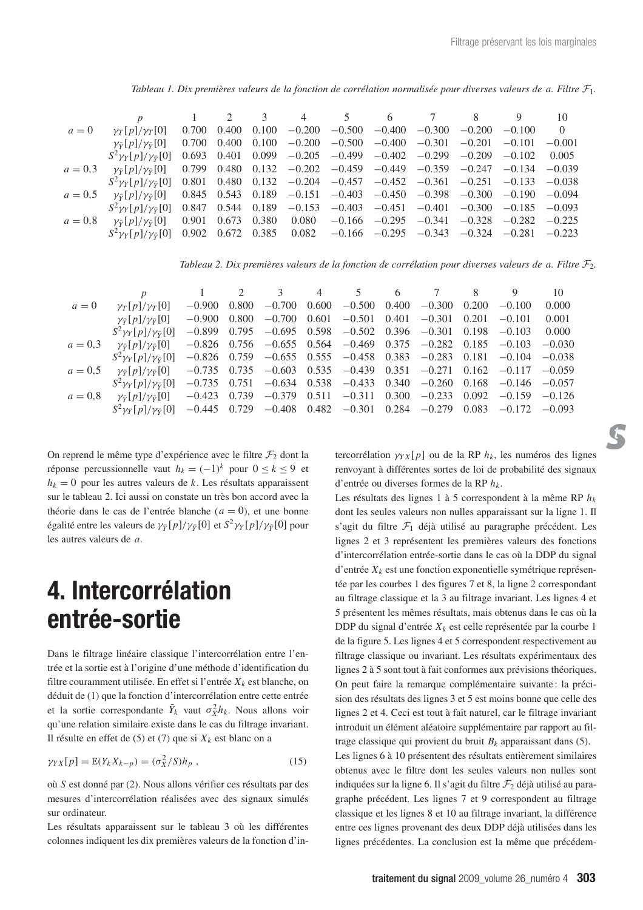*Tableau 1. Dix premières valeurs de la fonction de corrélation normalisée pour diverses valeurs de a. Filtre $\mathcal{F}_1$.*

| | $p$ | 1 | 2 | 3 | 4 | 5 | 6 | 7 | 8 | 9 | 10 |
|---|---|---|---|---|---|---|---|---|---|---|---|
| $a = 0$ | $\gamma_T[p]/\gamma_T[0]$ | 0.700 | 0.400 | 0.100 | −0.200 | −0.500 | −0.400 | −0.300 | −0.200 | −0.100 | 0 |
| | $\gamma_{\tilde{Y}}[p]/\gamma_{\tilde{Y}}[0]$ | 0.700 | 0.400 | 0.100 | −0.200 | −0.500 | −0.400 | −0.301 | −0.201 | −0.101 | −0.001 |
| | $S^2\gamma_Y[p]/\gamma_{\tilde{Y}}[0]$ | 0.693 | 0.401 | 0.099 | −0.205 | −0.499 | −0.402 | −0.299 | −0.209 | −0.102 | 0.005 |
| $a = 0{,}3$ | $\gamma_{\tilde{Y}}[p]/\gamma_{\tilde{Y}}[0]$ | 0.799 | 0.480 | 0.132 | −0.202 | −0.459 | −0.449 | −0.359 | −0.247 | −0.134 | −0.039 |
| | $S^2\gamma_Y[p]/\gamma_{\tilde{Y}}[0]$ | 0.801 | 0.480 | 0.132 | −0.204 | −0.457 | −0.452 | −0.361 | −0.251 | −0.133 | −0.038 |
| $a = 0{,}5$ | $\gamma_{\tilde{Y}}[p]/\gamma_{\tilde{Y}}[0]$ | 0.845 | 0.543 | 0.189 | −0.151 | −0.403 | −0.450 | −0.398 | −0.300 | −0.190 | −0.094 |
| | $S^2\gamma_Y[p]/\gamma_{\tilde{Y}}[0]$ | 0.847 | 0.544 | 0.189 | −0.153 | −0.403 | −0.451 | −0.401 | −0.300 | −0.185 | −0.093 |
| $a = 0{,}8$ | $\gamma_{\tilde{Y}}[p]/\gamma_{\tilde{Y}}[0]$ | 0.901 | 0.673 | 0.380 | 0.080 | −0.166 | −0.295 | −0.341 | −0.328 | −0.282 | −0.225 |
| | $S^2\gamma_Y[p]/\gamma_{\tilde{Y}}[0]$ | 0.902 | 0.672 | 0.385 | 0.082 | −0.166 | −0.295 | −0.343 | −0.324 | −0.281 | −0.223 |

*Tableau 2. Dix premières valeurs de la fonction de corrélation pour diverses valeurs de a. Filtre $\mathcal{F}_2$.*

| | $p$ | 1 | 2 | 3 | 4 | 5 | 6 | 7 | 8 | 9 | 10 |
|---|---|---|---|---|---|---|---|---|---|---|---|
| $a = 0$ | $\gamma_T[p]/\gamma_T[0]$ | −0.900 | 0.800 | −0.700 | 0.600 | −0.500 | 0.400 | −0.300 | 0.200 | −0.100 | 0.000 |
| | $\gamma_{\tilde{Y}}[p]/\gamma_{\tilde{Y}}[0]$ | −0.900 | 0.800 | −0.700 | 0.601 | −0.501 | 0.401 | −0.301 | 0.201 | −0.101 | 0.001 |
| | $S^2\gamma_Y[p]/\gamma_{\tilde{Y}}[0]$ | −0.899 | 0.795 | −0.695 | 0.598 | −0.502 | 0.396 | −0.301 | 0.198 | −0.103 | 0.000 |
| $a = 0{,}3$ | $\gamma_{\tilde{Y}}[p]/\gamma_{\tilde{Y}}[0]$ | −0.826 | 0.756 | −0.655 | 0.564 | −0.469 | 0.375 | −0.282 | 0.185 | −0.103 | −0.030 |
| | $S^2\gamma_Y[p]/\gamma_{\tilde{Y}}[0]$ | −0.826 | 0.759 | −0.655 | 0.555 | −0.458 | 0.383 | −0.283 | 0.181 | −0.104 | −0.038 |
| $a = 0{,}5$ | $\gamma_{\tilde{Y}}[p]/\gamma_{\tilde{Y}}[0]$ | −0.735 | 0.735 | −0.603 | 0.535 | −0.439 | 0.351 | −0.271 | 0.162 | −0.117 | −0.059 |
| | $S^2\gamma_Y[p]/\gamma_{\tilde{Y}}[0]$ | −0.735 | 0.751 | −0.634 | 0.538 | −0.433 | 0.340 | −0.260 | 0.168 | −0.146 | −0.057 |
| $a = 0{,}8$ | $\gamma_{\tilde{Y}}[p]/\gamma_{\tilde{Y}}[0]$ | −0.423 | 0.739 | −0.379 | 0.511 | −0.311 | 0.300 | −0.233 | 0.092 | −0.159 | −0.126 |
| | $S^2\gamma_Y[p]/\gamma_{\tilde{Y}}[0]$ | −0.445 | 0.729 | −0.408 | 0.482 | −0.301 | 0.284 | −0.279 | 0.083 | −0.172 | −0.093 |

On reprend le même type d'expérience avec le filtre $\mathcal{F}_2$ dont la réponse percussionnelle vaut $h_k = (-1)^k$ pour $0 \leq k \leq 9$ et $h_k = 0$ pour les autres valeurs de $k$. Les résultats apparaissent sur le tableau 2. Ici aussi on constate un très bon accord avec la théorie dans le cas de l'entrée blanche ($a = 0$), et une bonne égalité entre les valeurs de $\gamma_{\tilde{Y}}[p]/\gamma_{\tilde{Y}}[0]$ et $S^2\gamma_Y[p]/\gamma_{\tilde{Y}}[0]$ pour les autres valeurs de $a$.

# 4. Intercorrélation entrée-sortie

Dans le filtrage linéaire classique l'intercorrélation entre l'entrée et la sortie est à l'origine d'une méthode d'identification du filtre couramment utilisée. En effet si l'entrée $X_k$ est blanche, on déduit de (1) que la fonction d'intercorrélation entre cette entrée et la sortie correspondante $\tilde{Y}_k$ vaut $\sigma_X^2 h_k$. Nous allons voir qu'une relation similaire existe dans le cas du filtrage invariant. Il résulte en effet de (5) et (7) que si $X_k$ est blanc on a

$$\gamma_{YX}[p] = \mathrm{E}(Y_k X_{k-p}) = (\sigma_X^2/S)h_p\ , \tag{15}$$

où $S$ est donné par (2). Nous allons vérifier ces résultats par des mesures d'intercorrélation réalisées avec des signaux simulés sur ordinateur.

Les résultats apparaissent sur le tableau 3 où les différentes colonnes indiquent les dix premières valeurs de la fonction d'intercorrélation $\gamma_{YX}[p]$ ou de la RP $h_k$, les numéros des lignes renvoyant à différentes sortes de loi de probabilité des signaux d'entrée ou diverses formes de la RP $h_k$.

Les résultats des lignes 1 à 5 correspondent à la même RP $h_k$ dont les seules valeurs non nulles apparaissent sur la ligne 1. Il s'agit du filtre $\mathcal{F}_1$ déjà utilisé au paragraphe précédent. Les lignes 2 et 3 représentent les premières valeurs des fonctions d'intercorrélation entrée-sortie dans le cas où la DDP du signal d'entrée $X_k$ est une fonction exponentielle symétrique représentée par les courbes 1 des figures 7 et 8, la ligne 2 correspondant au filtrage classique et la 3 au filtrage invariant. Les lignes 4 et 5 présentent les mêmes résultats, mais obtenus dans le cas où la DDP du signal d'entrée $X_k$ est celle représentée par la courbe 1 de la figure 5. Les lignes 4 et 5 correspondent respectivement au filtrage classique ou invariant. Les résultats expérimentaux des lignes 2 à 5 sont tout à fait conformes aux prévisions théoriques. On peut faire la remarque complémentaire suivante : la précision des résultats des lignes 3 et 5 est moins bonne que celle des lignes 2 et 4. Ceci est tout à fait naturel, car le filtrage invariant introduit un élément aléatoire supplémentaire par rapport au filtrage classique qui provient du bruit $B_k$ apparaissant dans (5).

Les lignes 6 à 10 présentent des résultats entièrement similaires obtenus avec le filtre dont les seules valeurs non nulles sont indiquées sur la ligne 6. Il s'agit du filtre $\mathcal{F}_2$ déjà utilisé au paragraphe précédent. Les lignes 7 et 9 correspondent au filtrage classique et les lignes 8 et 10 au filtrage invariant, la différence entre ces lignes provenant des deux DDP déjà utilisées dans les lignes précédentes. La conclusion est la même que précédem-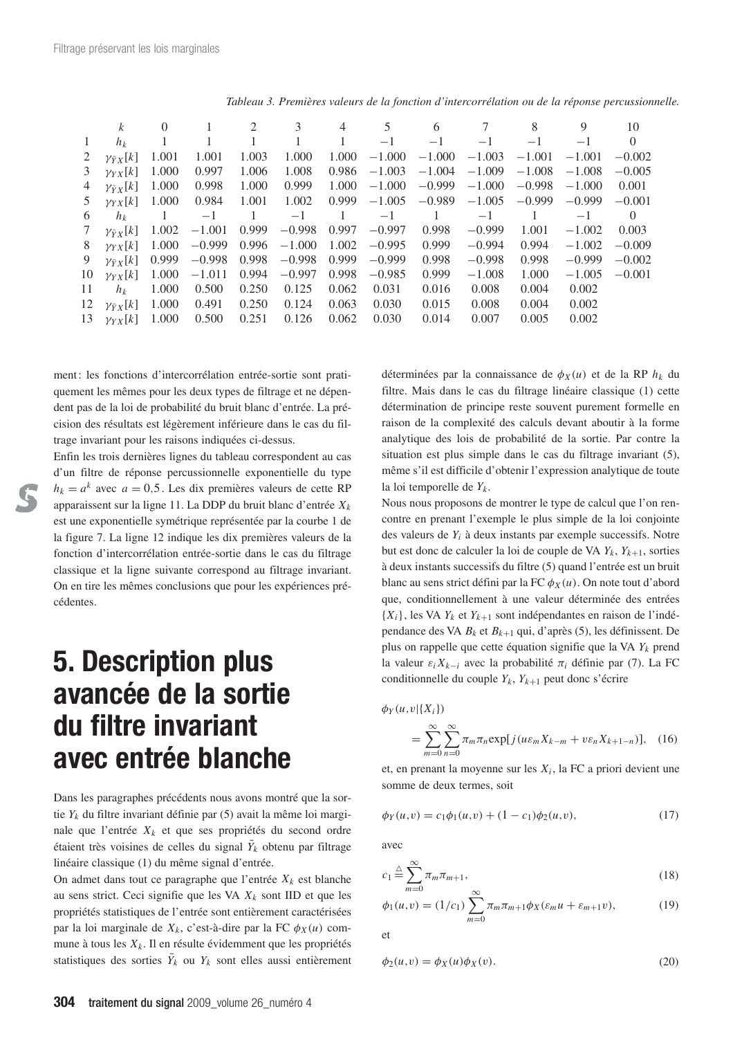*Tableau 3. Premières valeurs de la fonction d'intercorrélation ou de la réponse percussionnelle.*

| | $k$ | 0 | 1 | 2 | 3 | 4 | 5 | 6 | 7 | 8 | 9 | 10 |
|---|---|---|---|---|---|---|---|---|---|---|---|---|
| 1 | $h_k$ | 1 | 1 | 1 | 1 | 1 | −1 | −1 | −1 | −1 | −1 | 0 |
| 2 | $\gamma_{\bar{Y}X}[k]$ | 1.001 | 1.001 | 1.003 | 1.000 | 1.000 | −1.000 | −1.000 | −1.003 | −1.001 | −1.001 | −0.002 |
| 3 | $\gamma_{YX}[k]$ | 1.000 | 0.997 | 1.006 | 1.008 | 0.986 | −1.003 | −1.004 | −1.009 | −1.008 | −1.008 | −0.005 |
| 4 | $\gamma_{\bar{Y}X}[k]$ | 1.000 | 0.998 | 1.000 | 0.999 | 1.000 | −1.000 | −0.999 | −1.000 | −0.998 | −1.000 | 0.001 |
| 5 | $\gamma_{YX}[k]$ | 1.000 | 0.984 | 1.001 | 1.002 | 0.999 | −1.005 | −0.989 | −1.005 | −0.999 | −0.999 | −0.001 |
| 6 | $h_k$ | 1 | −1 | 1 | −1 | 1 | −1 | 1 | −1 | 1 | −1 | 0 |
| 7 | $\gamma_{\bar{Y}X}[k]$ | 1.002 | −1.001 | 0.999 | −0.998 | 0.997 | −0.997 | 0.998 | −0.999 | 1.001 | −1.002 | 0.003 |
| 8 | $\gamma_{YX}[k]$ | 1.000 | −0.999 | 0.996 | −1.000 | 1.002 | −0.995 | 0.999 | −0.994 | 0.994 | −1.002 | −0.009 |
| 9 | $\gamma_{\bar{Y}X}[k]$ | 0.999 | −0.998 | 0.998 | −0.998 | 0.999 | −0.999 | 0.998 | −0.998 | 0.998 | −0.999 | −0.002 |
| 10 | $\gamma_{YX}[k]$ | 1.000 | −1.011 | 0.994 | −0.997 | 0.998 | −0.985 | 0.999 | −1.008 | 1.000 | −1.005 | −0.001 |
| 11 | $h_k$ | 1.000 | 0.500 | 0.250 | 0.125 | 0.062 | 0.031 | 0.016 | 0.008 | 0.004 | 0.002 | |
| 12 | $\gamma_{\bar{Y}X}[k]$ | 1.000 | 0.491 | 0.250 | 0.124 | 0.063 | 0.030 | 0.015 | 0.008 | 0.004 | 0.002 | |
| 13 | $\gamma_{YX}[k]$ | 1.000 | 0.500 | 0.251 | 0.126 | 0.062 | 0.030 | 0.014 | 0.007 | 0.005 | 0.002 | |

ment : les fonctions d'intercorrélation entrée-sortie sont pratiquement les mêmes pour les deux types de filtrage et ne dépendent pas de la loi de probabilité du bruit blanc d'entrée. La précision des résultats est légèrement inférieure dans le cas du filtrage invariant pour les raisons indiquées ci-dessus.

Enfin les trois dernières lignes du tableau correspondent au cas d'un filtre de réponse percussionnelle exponentielle du type $h_k = a^k$ avec $a = 0{,}5$. Les dix premières valeurs de cette RP apparaissent sur la ligne 11. La DDP du bruit blanc d'entrée $X_k$ est une exponentielle symétrique représentée par la courbe 1 de la figure 7. La ligne 12 indique les dix premières valeurs de la fonction d'intercorrélation entrée-sortie dans le cas du filtrage classique et la ligne suivante correspond au filtrage invariant. On en tire les mêmes conclusions que pour les expériences précédentes.

# 5. Description plus avancée de la sortie du filtre invariant avec entrée blanche

Dans les paragraphes précédents nous avons montré que la sortie $Y_k$ du filtre invariant définie par (5) avait la même loi marginale que l'entrée $X_k$ et que ses propriétés du second ordre étaient très voisines de celles du signal $\bar{Y}_k$ obtenu par filtrage linéaire classique (1) du même signal d'entrée.

On admet dans tout ce paragraphe que l'entrée $X_k$ est blanche au sens strict. Ceci signifie que les VA $X_k$ sont IID et que les propriétés statistiques de l'entrée sont entièrement caractérisées par la loi marginale de $X_k$, c'est-à-dire par la FC $\phi_X(u)$ commune à tous les $X_k$. Il en résulte évidemment que les propriétés statistiques des sorties $\bar{Y}_k$ ou $Y_k$ sont elles aussi entièrement déterminées par la connaissance de $\phi_X(u)$ et de la RP $h_k$ du filtre. Mais dans le cas du filtrage linéaire classique (1) cette détermination de principe reste souvent purement formelle en raison de la complexité des calculs devant aboutir à la forme analytique des lois de probabilité de la sortie. Par contre la situation est plus simple dans le cas du filtrage invariant (5), même s'il est difficile d'obtenir l'expression analytique de toute la loi temporelle de $Y_k$.

Nous nous proposons de montrer le type de calcul que l'on rencontre en prenant l'exemple le plus simple de la loi conjointe des valeurs de $Y_i$ à deux instants par exemple successifs. Notre but est donc de calculer la loi de couple de VA $Y_k$, $Y_{k+1}$, sorties à deux instants successifs du filtre (5) quand l'entrée est un bruit blanc au sens strict défini par la FC $\phi_X(u)$. On note tout d'abord que, conditionnellement à une valeur déterminée des entrées $\{X_i\}$, les VA $Y_k$ et $Y_{k+1}$ sont indépendantes en raison de l'indépendance des VA $B_k$ et $B_{k+1}$ qui, d'après (5), les définissent. De plus on rappelle que cette équation signifie que la VA $Y_k$ prend la valeur $\varepsilon_i X_{k-i}$ avec la probabilité $\pi_i$ définie par (7). La FC conditionnelle du couple $Y_k$, $Y_{k+1}$ peut donc s'écrire

$$\phi_Y(u,v|\{X_i\}) = \sum_{m=0}^{\infty}\sum_{n=0}^{\infty} \pi_m \pi_n \exp[j(u\varepsilon_m X_{k-m} + v\varepsilon_n X_{k+1-n})], \quad (16)$$

et, en prenant la moyenne sur les $X_i$, la FC a priori devient une somme de deux termes, soit

$$\phi_Y(u,v) = c_1\phi_1(u,v) + (1-c_1)\phi_2(u,v), \quad (17)$$

avec

$$c_1 \triangleq \sum_{m=0}^{\infty} \pi_m \pi_{m+1}, \quad (18)$$

$$\phi_1(u,v) = (1/c_1)\sum_{m=0}^{\infty} \pi_m \pi_{m+1} \phi_X(\varepsilon_m u + \varepsilon_{m+1} v), \quad (19)$$

et

$$\phi_2(u,v) = \phi_X(u)\phi_X(v). \quad (20)$$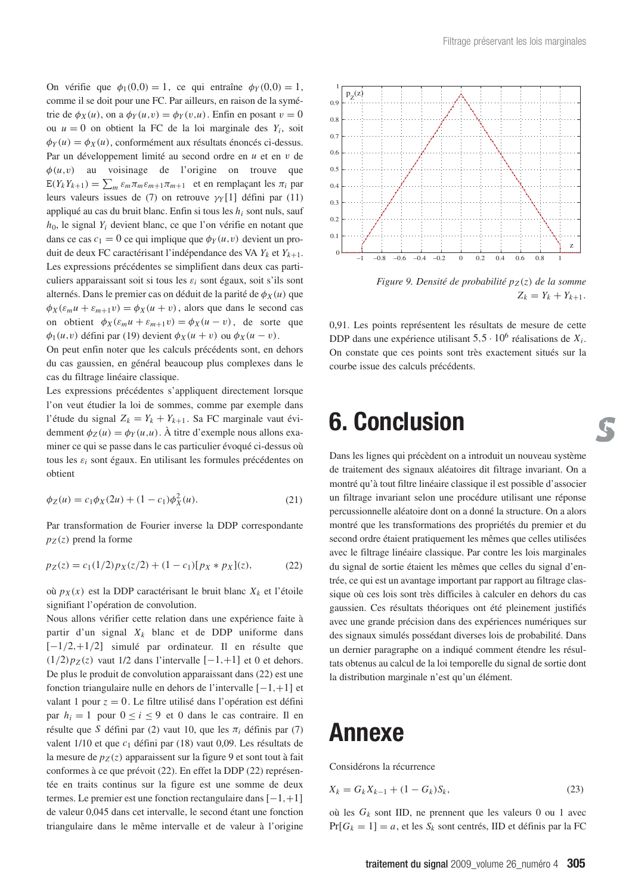On vérifie que $\phi_1(0,0) = 1$, ce qui entraîne $\phi_Y(0,0) = 1$, comme il se doit pour une FC. Par ailleurs, en raison de la symétrie de $\phi_X(u)$, on a $\phi_Y(u,v) = \phi_Y(v,u)$. Enfin en posant $v = 0$ ou $u = 0$ on obtient la FC de la loi marginale des $Y_i$, soit $\phi_Y(u) = \phi_X(u)$, conformément aux résultats énoncés ci-dessus. Par un développement limité au second ordre en $u$ et en $v$ de $\phi(u,v)$ au voisinage de l'origine on trouve que $\mathrm{E}(Y_k Y_{k+1}) = \sum_m \varepsilon_m \pi_m \varepsilon_{m+1} \pi_{m+1}$ et en remplaçant les $\pi_i$ par leurs valeurs issues de (7) on retrouve $\gamma_Y[1]$ défini par (11) appliqué au cas du bruit blanc. Enfin si tous les $h_i$ sont nuls, sauf $h_0$, le signal $Y_i$ devient blanc, ce que l'on vérifie en notant que dans ce cas $c_1 = 0$ ce qui implique que $\phi_Y(u,v)$ devient un produit de deux FC caractérisant l'indépendance des VA $Y_k$ et $Y_{k+1}$. Les expressions précédentes se simplifient dans deux cas particuliers apparaissant soit si tous les $\varepsilon_i$ sont égaux, soit s'ils sont alternés. Dans le premier cas on déduit de la parité de $\phi_X(u)$ que $\phi_X(\varepsilon_m u + \varepsilon_{m+1} v) = \phi_X(u + v)$, alors que dans le second cas on obtient $\phi_X(\varepsilon_m u + \varepsilon_{m+1} v) = \phi_X(u - v)$, de sorte que $\phi_1(u,v)$ défini par (19) devient $\phi_X(u + v)$ ou $\phi_X(u - v)$.

On peut enfin noter que les calculs précédents sont, en dehors du cas gaussien, en général beaucoup plus complexes dans le cas du filtrage linéaire classique.

Les expressions précédentes s'appliquent directement lorsque l'on veut étudier la loi de sommes, comme par exemple dans l'étude du signal $Z_k = Y_k + Y_{k+1}$. Sa FC marginale vaut évidemment $\phi_Z(u) = \phi_Y(u,u)$. À titre d'exemple nous allons examiner ce qui se passe dans le cas particulier évoqué ci-dessus où tous les $\varepsilon_i$ sont égaux. En utilisant les formules précédentes on obtient

$$\phi_Z(u) = c_1 \phi_X(2u) + (1 - c_1)\phi_X^2(u). \tag{21}$$

Par transformation de Fourier inverse la DDP correspondante $p_Z(z)$ prend la forme

$$p_Z(z) = c_1(1/2)p_X(z/2) + (1 - c_1)[p_X * p_X](z), \tag{22}$$

où $p_X(x)$ est la DDP caractérisant le bruit blanc $X_k$ et l'étoile signifiant l'opération de convolution.

Nous allons vérifier cette relation dans une expérience faite à partir d'un signal $X_k$ blanc et de DDP uniforme dans $[-1/2,+1/2]$ simulé par ordinateur. Il en résulte que $(1/2)p_Z(z)$ vaut 1/2 dans l'intervalle $[-1,+1]$ et 0 et dehors. De plus le produit de convolution apparaissant dans (22) est une fonction triangulaire nulle en dehors de l'intervalle $[-1,+1]$ et valant 1 pour $z = 0$. Le filtre utilisé dans l'opération est défini par $h_i = 1$ pour $0 \leq i \leq 9$ et 0 dans le cas contraire. Il en résulte que $S$ défini par (2) vaut 10, que les $\pi_i$ définis par (7) valent 1/10 et que $c_1$ défini par (18) vaut 0,09. Les résultats de la mesure de $p_Z(z)$ apparaissent sur la figure 9 et sont tout à fait conformes à ce que prévoit (22). En effet la DDP (22) représentée en traits continus sur la figure est une somme de deux termes. Le premier est une fonction rectangulaire dans $[-1,+1]$ de valeur 0,045 dans cet intervalle, le second étant une fonction triangulaire dans le même intervalle et de valeur à l'origine 0,91. Les points représentent les résultats de mesure de cette DDP dans une expérience utilisant $5{,}5 \cdot 10^6$ réalisations de $X_i$. On constate que ces points sont très exactement situés sur la courbe issue des calculs précédents.

*Figure 9. Densité de probabilité $p_Z(z)$ de la somme $Z_k = Y_k + Y_{k+1}$.*

# 6. Conclusion

Dans les lignes qui précèdent on a introduit un nouveau système de traitement des signaux aléatoires dit filtrage invariant. On a montré qu'à tout filtre linéaire classique il est possible d'associer un filtrage invariant selon une procédure utilisant une réponse percussionnelle aléatoire dont on a donné la structure. On a alors montré que les transformations des propriétés du premier et du second ordre étaient pratiquement les mêmes que celles utilisées avec le filtrage linéaire classique. Par contre les lois marginales du signal de sortie étaient les mêmes que celles du signal d'entrée, ce qui est un avantage important par rapport au filtrage classique où ces lois sont très difficiles à calculer en dehors du cas gaussien. Ces résultats théoriques ont été pleinement justifiés avec une grande précision dans des expériences numériques sur des signaux simulés possédant diverses lois de probabilité. Dans un dernier paragraphe on a indiqué comment étendre les résultats obtenus au calcul de la loi temporelle du signal de sortie dont la distribution marginale n'est qu'un élément.

# Annexe

Considérons la récurrence

$$X_k = G_k X_{k-1} + (1 - G_k)S_k, \tag{23}$$

où les $G_k$ sont IID, ne prennent que les valeurs 0 ou 1 avec $\Pr[G_k = 1] = a$, et les $S_k$ sont centrés, IID et définis par la FC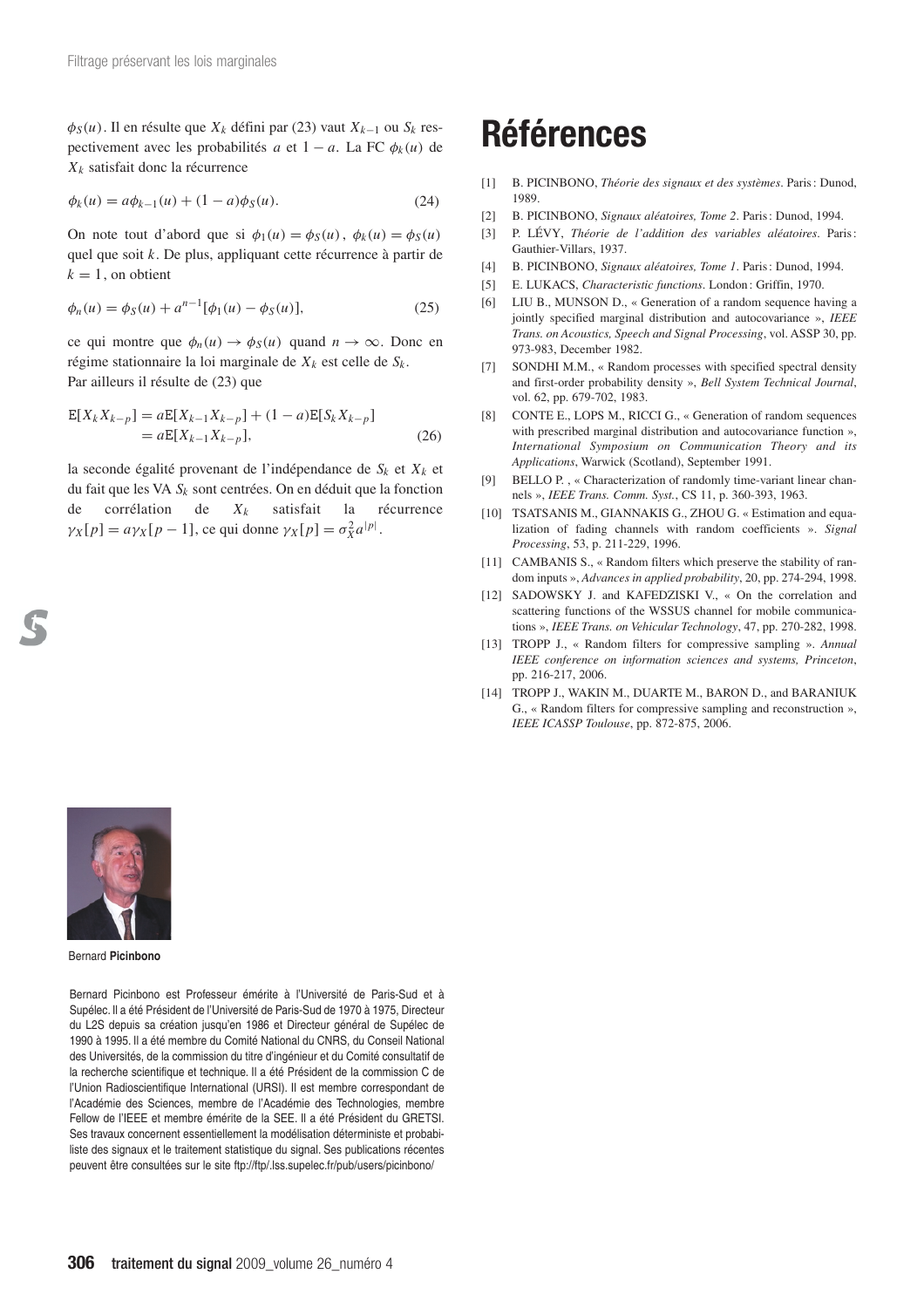$\phi_S(u)$. Il en résulte que $X_k$ défini par (23) vaut $X_{k-1}$ ou $S_k$ respectivement avec les probabilités $a$ et $1-a$. La FC $\phi_k(u)$ de $X_k$ satisfait donc la récurrence

$$\phi_k(u) = a\phi_{k-1}(u) + (1-a)\phi_S(u). \tag{24}$$

On note tout d'abord que si $\phi_1(u) = \phi_S(u)$, $\phi_k(u) = \phi_S(u)$ quel que soit $k$. De plus, appliquant cette récurrence à partir de $k = 1$, on obtient

$$\phi_n(u) = \phi_S(u) + a^{n-1}[\phi_1(u) - \phi_S(u)], \tag{25}$$

ce qui montre que $\phi_n(u) \to \phi_S(u)$ quand $n \to \infty$. Donc en régime stationnaire la loi marginale de $X_k$ est celle de $S_k$.
Par ailleurs il résulte de (23) que

$$\begin{aligned} \mathrm{E}[X_k X_{k-p}] &= a\mathrm{E}[X_{k-1}X_{k-p}] + (1-a)\mathrm{E}[S_k X_{k-p}] \\ &= a\mathrm{E}[X_{k-1}X_{k-p}], \end{aligned} \tag{26}$$

la seconde égalité provenant de l'indépendance de $S_k$ et $X_k$ et du fait que les VA $S_k$ sont centrées. On en déduit que la fonction de corrélation de $X_k$ satisfait la récurrence $\gamma_X[p] = a\gamma_X[p-1]$, ce qui donne $\gamma_X[p] = \sigma_X^2 a^{|p|}$.

# Références

[1] B. PICINBONO, *Théorie des signaux et des systèmes*. Paris : Dunod, 1989.

[2] B. PICINBONO, *Signaux aléatoires, Tome 2*. Paris : Dunod, 1994.

[3] P. LÉVY, *Théorie de l'addition des variables aléatoires*. Paris : Gauthier-Villars, 1937.

[4] B. PICINBONO, *Signaux aléatoires, Tome 1*. Paris : Dunod, 1994.

[5] E. LUKACS, *Characteristic functions*. London : Griffin, 1970.

[6] LIU B., MUNSON D., « Generation of a random sequence having a jointly specified marginal distribution and autocovariance », *IEEE Trans. on Acoustics, Speech and Signal Processing*, vol. ASSP 30, pp. 973-983, December 1982.

[7] SONDHI M.M., « Random processes with specified spectral density and first-order probability density », *Bell System Technical Journal*, vol. 62, pp. 679-702, 1983.

[8] CONTE E., LOPS M., RICCI G., « Generation of random sequences with prescribed marginal distribution and autocovariance function », *International Symposium on Communication Theory and its Applications*, Warwick (Scotland), September 1991.

[9] BELLO P. , « Characterization of randomly time-variant linear channels », *IEEE Trans. Comm. Syst.*, CS 11, p. 360-393, 1963.

[10] TSATSANIS M., GIANNAKIS G., ZHOU G. « Estimation and equalization of fading channels with random coefficients ». *Signal Processing*, 53, p. 211-229, 1996.

[11] CAMBANIS S., « Random filters which preserve the stability of random inputs », *Advances in applied probability*, 20, pp. 274-294, 1998.

[12] SADOWSKY J. and KAFEDZISKI V., « On the correlation and scattering functions of the WSSUS channel for mobile communications », *IEEE Trans. on Vehicular Technology*, 47, pp. 270-282, 1998.

[13] TROPP J., « Random filters for compressive sampling ». *Annual IEEE conference on information sciences and systems, Princeton*, pp. 216-217, 2006.

[14] TROPP J., WAKIN M., DUARTE M., BARON D., and BARANIUK G., « Random filters for compressive sampling and reconstruction », *IEEE ICASSP Toulouse*, pp. 872-875, 2006.

Bernard **Picinbono**

Bernard Picinbono est Professeur émérite à l'Université de Paris-Sud et à Supélec. Il a été Président de l'Université de Paris-Sud de 1970 à 1975, Directeur du L2S depuis sa création jusqu'en 1986 et Directeur général de Supélec de 1990 à 1995. Il a été membre du Comité National du CNRS, du Conseil National des Universités, de la commission du titre d'ingénieur et du Comité consultatif de la recherche scientifique et technique. Il a été Président de la commission C de l'Union Radioscientifique International (URSI). Il est membre correspondant de l'Académie des Sciences, membre de l'Académie des Technologies, membre Fellow de l'IEEE et membre émérite de la SEE. Il a été Président du GRETSI. Ses travaux concernent essentiellement la modélisation déterministe et probabiliste des signaux et le traitement statistique du signal. Ses publications récentes peuvent être consultées sur le site ftp://ftp/.lss.supelec.fr/pub/users/picinbono/